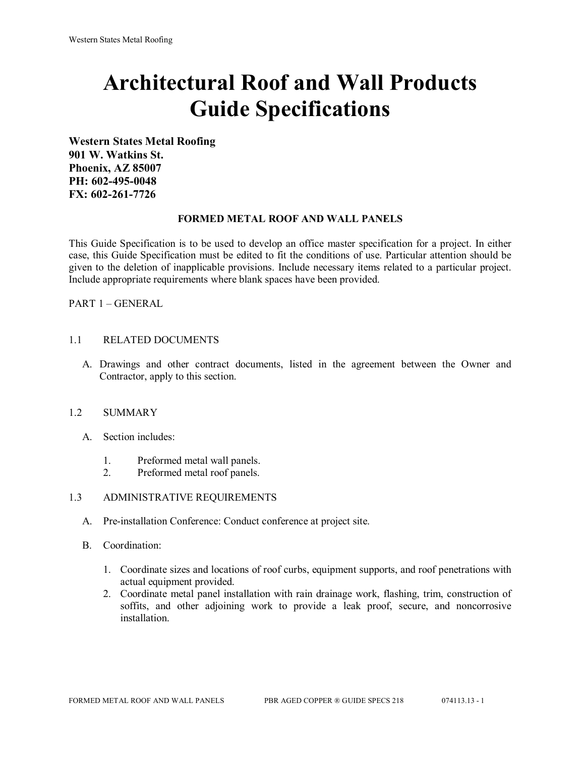# Architectural Roof and Wall Products Guide Specifications

**Western States Metal Roofing**
**901 W. Watkins St.**
**Phoenix, AZ 85007**
**PH: 602-495-0048**
**FX: 602-261-7726**

**FORMED METAL ROOF AND WALL PANELS**

This Guide Specification is to be used to develop an office master specification for a project. In either case, this Guide Specification must be edited to fit the conditions of use. Particular attention should be given to the deletion of inapplicable provisions. Include necessary items related to a particular project. Include appropriate requirements where blank spaces have been provided.

PART 1 – GENERAL

1.1 RELATED DOCUMENTS

A. Drawings and other contract documents, listed in the agreement between the Owner and Contractor, apply to this section.

1.2 SUMMARY

A. Section includes:

1. Preformed metal wall panels.
2. Preformed metal roof panels.

1.3 ADMINISTRATIVE REQUIREMENTS

A. Pre-installation Conference: Conduct conference at project site.

B. Coordination:

1. Coordinate sizes and locations of roof curbs, equipment supports, and roof penetrations with actual equipment provided.
2. Coordinate metal panel installation with rain drainage work, flashing, trim, construction of soffits, and other adjoining work to provide a leak proof, secure, and noncorrosive installation.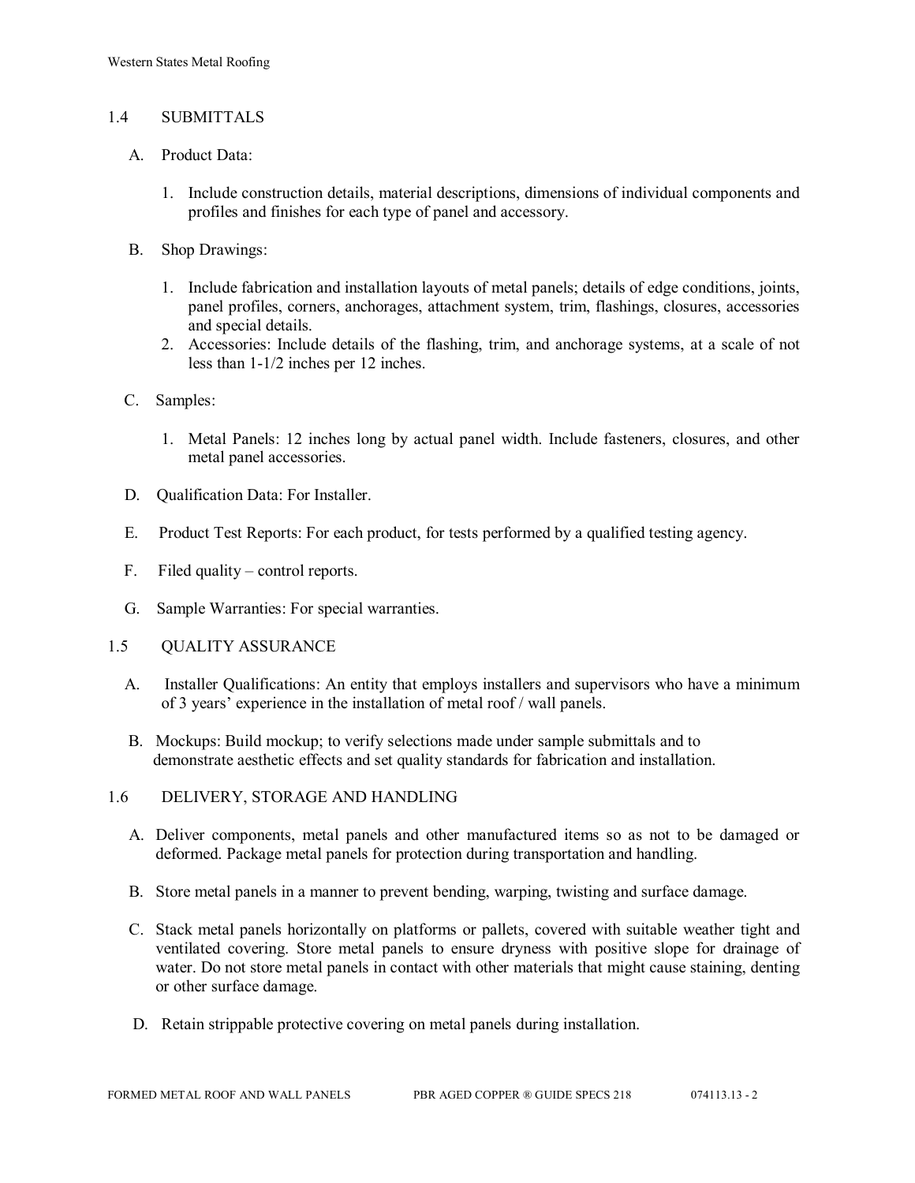## 1.4 SUBMITTALS

A. Product Data:

1. Include construction details, material descriptions, dimensions of individual components and profiles and finishes for each type of panel and accessory.

B. Shop Drawings:

1. Include fabrication and installation layouts of metal panels; details of edge conditions, joints, panel profiles, corners, anchorages, attachment system, trim, flashings, closures, accessories and special details.
2. Accessories: Include details of the flashing, trim, and anchorage systems, at a scale of not less than 1-1/2 inches per 12 inches.

C. Samples:

1. Metal Panels: 12 inches long by actual panel width. Include fasteners, closures, and other metal panel accessories.

D. Qualification Data: For Installer.

E. Product Test Reports: For each product, for tests performed by a qualified testing agency.

F. Filed quality – control reports.

G. Sample Warranties: For special warranties.

## 1.5 QUALITY ASSURANCE

A. Installer Qualifications: An entity that employs installers and supervisors who have a minimum of 3 years' experience in the installation of metal roof / wall panels.

B. Mockups: Build mockup; to verify selections made under sample submittals and to demonstrate aesthetic effects and set quality standards for fabrication and installation.

## 1.6 DELIVERY, STORAGE AND HANDLING

A. Deliver components, metal panels and other manufactured items so as not to be damaged or deformed. Package metal panels for protection during transportation and handling.

B. Store metal panels in a manner to prevent bending, warping, twisting and surface damage.

C. Stack metal panels horizontally on platforms or pallets, covered with suitable weather tight and ventilated covering. Store metal panels to ensure dryness with positive slope for drainage of water. Do not store metal panels in contact with other materials that might cause staining, denting or other surface damage.

D. Retain strippable protective covering on metal panels during installation.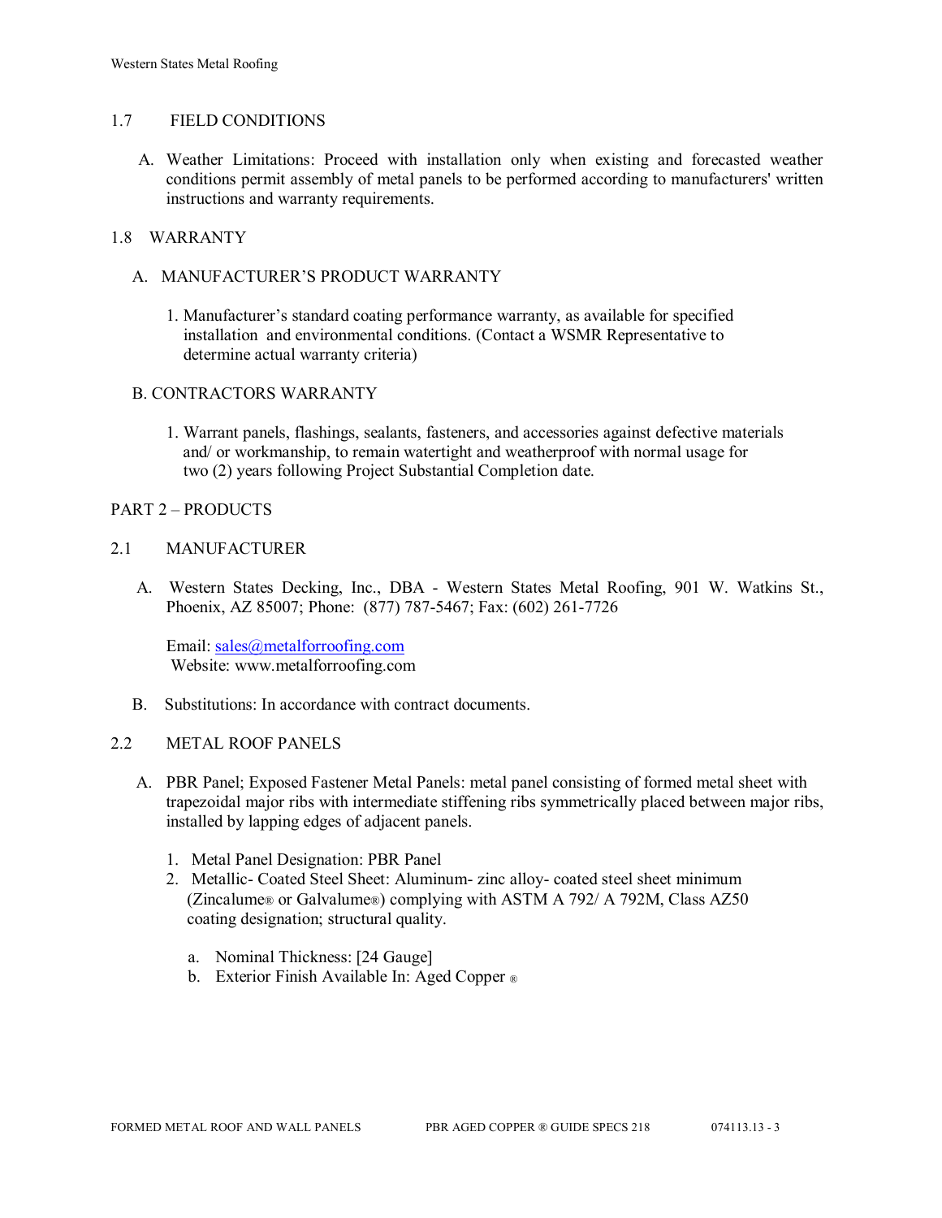## 1.7 FIELD CONDITIONS

A. Weather Limitations: Proceed with installation only when existing and forecasted weather conditions permit assembly of metal panels to be performed according to manufacturers' written instructions and warranty requirements.

## 1.8 WARRANTY

A. MANUFACTURER'S PRODUCT WARRANTY

1. Manufacturer's standard coating performance warranty, as available for specified installation and environmental conditions. (Contact a WSMR Representative to determine actual warranty criteria)

B. CONTRACTORS WARRANTY

1. Warrant panels, flashings, sealants, fasteners, and accessories against defective materials and/ or workmanship, to remain watertight and weatherproof with normal usage for two (2) years following Project Substantial Completion date.

# PART 2 – PRODUCTS

## 2.1 MANUFACTURER

A. Western States Decking, Inc., DBA - Western States Metal Roofing, 901 W. Watkins St., Phoenix, AZ 85007; Phone: (877) 787-5467; Fax: (602) 261-7726

Email: sales@metalforroofing.com
Website: www.metalforroofing.com

B. Substitutions: In accordance with contract documents.

## 2.2 METAL ROOF PANELS

A. PBR Panel; Exposed Fastener Metal Panels: metal panel consisting of formed metal sheet with trapezoidal major ribs with intermediate stiffening ribs symmetrically placed between major ribs, installed by lapping edges of adjacent panels.

1. Metal Panel Designation: PBR Panel
2. Metallic- Coated Steel Sheet: Aluminum- zinc alloy- coated steel sheet minimum (Zincalume® or Galvalume®) complying with ASTM A 792/ A 792M, Class AZ50 coating designation; structural quality.

   a. Nominal Thickness: [24 Gauge]
   b. Exterior Finish Available In: Aged Copper ®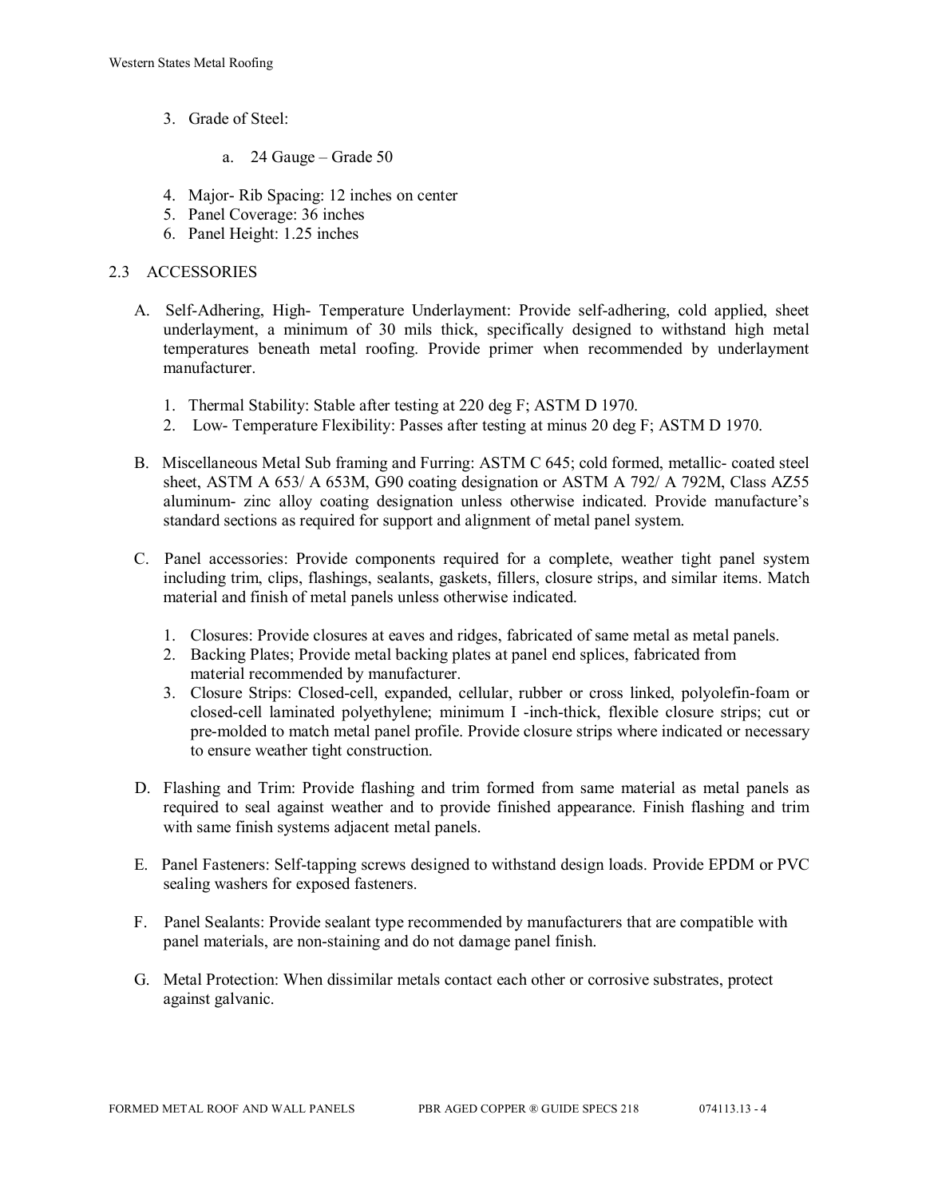3. Grade of Steel:

    a. 24 Gauge – Grade 50

4. Major- Rib Spacing: 12 inches on center
5. Panel Coverage: 36 inches
6. Panel Height: 1.25 inches

## 2.3 ACCESSORIES

A. Self-Adhering, High- Temperature Underlayment: Provide self-adhering, cold applied, sheet underlayment, a minimum of 30 mils thick, specifically designed to withstand high metal temperatures beneath metal roofing. Provide primer when recommended by underlayment manufacturer.

    1. Thermal Stability: Stable after testing at 220 deg F; ASTM D 1970.
    2. Low- Temperature Flexibility: Passes after testing at minus 20 deg F; ASTM D 1970.

B. Miscellaneous Metal Sub framing and Furring: ASTM C 645; cold formed, metallic- coated steel sheet, ASTM A 653/ A 653M, G90 coating designation or ASTM A 792/ A 792M, Class AZ55 aluminum- zinc alloy coating designation unless otherwise indicated. Provide manufacture's standard sections as required for support and alignment of metal panel system.

C. Panel accessories: Provide components required for a complete, weather tight panel system including trim, clips, flashings, sealants, gaskets, fillers, closure strips, and similar items. Match material and finish of metal panels unless otherwise indicated.

    1. Closures: Provide closures at eaves and ridges, fabricated of same metal as metal panels.
    2. Backing Plates; Provide metal backing plates at panel end splices, fabricated from material recommended by manufacturer.
    3. Closure Strips: Closed-cell, expanded, cellular, rubber or cross linked, polyolefin-foam or closed-cell laminated polyethylene; minimum I -inch-thick, flexible closure strips; cut or pre-molded to match metal panel profile. Provide closure strips where indicated or necessary to ensure weather tight construction.

D. Flashing and Trim: Provide flashing and trim formed from same material as metal panels as required to seal against weather and to provide finished appearance. Finish flashing and trim with same finish systems adjacent metal panels.

E. Panel Fasteners: Self-tapping screws designed to withstand design loads. Provide EPDM or PVC sealing washers for exposed fasteners.

F. Panel Sealants: Provide sealant type recommended by manufacturers that are compatible with panel materials, are non-staining and do not damage panel finish.

G. Metal Protection: When dissimilar metals contact each other or corrosive substrates, protect against galvanic.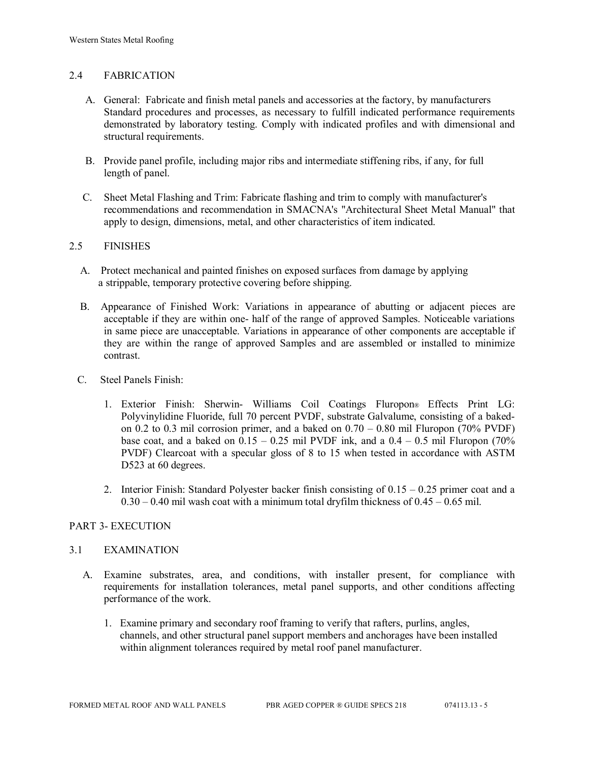## 2.4 FABRICATION

A. General: Fabricate and finish metal panels and accessories at the factory, by manufacturers Standard procedures and processes, as necessary to fulfill indicated performance requirements demonstrated by laboratory testing. Comply with indicated profiles and with dimensional and structural requirements.

B. Provide panel profile, including major ribs and intermediate stiffening ribs, if any, for full length of panel.

C. Sheet Metal Flashing and Trim: Fabricate flashing and trim to comply with manufacturer's recommendations and recommendation in SMACNA's "Architectural Sheet Metal Manual" that apply to design, dimensions, metal, and other characteristics of item indicated.

## 2.5 FINISHES

A. Protect mechanical and painted finishes on exposed surfaces from damage by applying a strippable, temporary protective covering before shipping.

B. Appearance of Finished Work: Variations in appearance of abutting or adjacent pieces are acceptable if they are within one- half of the range of approved Samples. Noticeable variations in same piece are unacceptable. Variations in appearance of other components are acceptable if they are within the range of approved Samples and are assembled or installed to minimize contrast.

C. Steel Panels Finish:

1. Exterior Finish: Sherwin- Williams Coil Coatings Fluropon® Effects Print LG: Polyvinylidine Fluoride, full 70 percent PVDF, substrate Galvalume, consisting of a baked-on 0.2 to 0.3 mil corrosion primer, and a baked on 0.70 – 0.80 mil Flurpon (70% PVDF) base coat, and a baked on 0.15 – 0.25 mil PVDF ink, and a 0.4 – 0.5 mil Fluropon (70% PVDF) Clearcoat with a specular gloss of 8 to 15 when tested in accordance with ASTM D523 at 60 degrees.

2. Interior Finish: Standard Polyester backer finish consisting of 0.15 – 0.25 primer coat and a 0.30 – 0.40 mil wash coat with a minimum total dryfilm thickness of 0.45 – 0.65 mil.

# PART 3- EXECUTION

## 3.1 EXAMINATION

A. Examine substrates, area, and conditions, with installer present, for compliance with requirements for installation tolerances, metal panel supports, and other conditions affecting performance of the work.

1. Examine primary and secondary roof framing to verify that rafters, purlins, angles, channels, and other structural panel support members and anchorages have been installed within alignment tolerances required by metal roof panel manufacturer.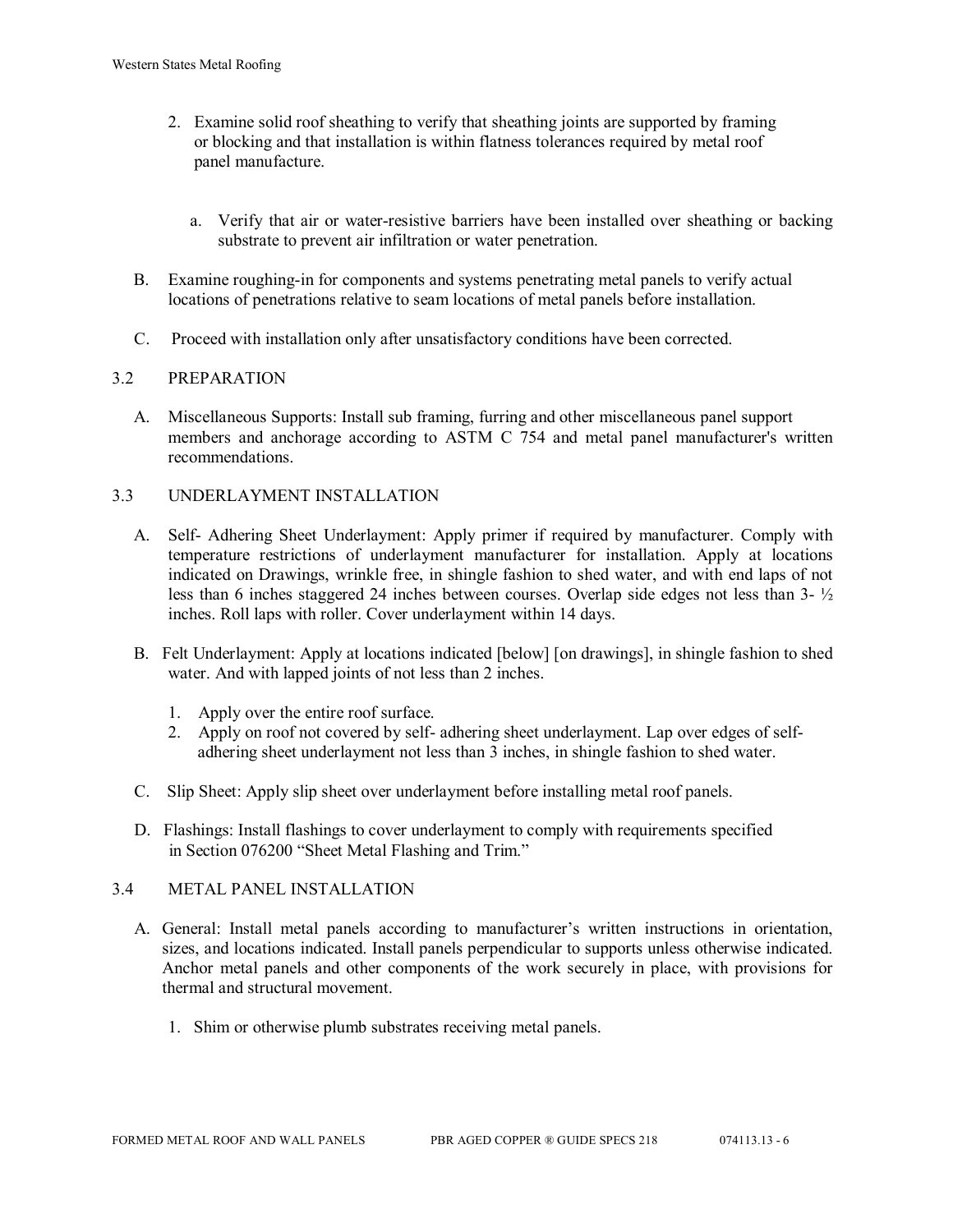2. Examine solid roof sheathing to verify that sheathing joints are supported by framing or blocking and that installation is within flatness tolerances required by metal roof panel manufacture.

   a. Verify that air or water-resistive barriers have been installed over sheathing or backing substrate to prevent air infiltration or water penetration.

B. Examine roughing-in for components and systems penetrating metal panels to verify actual locations of penetrations relative to seam locations of metal panels before installation.

C. Proceed with installation only after unsatisfactory conditions have been corrected.

## 3.2 PREPARATION

A. Miscellaneous Supports: Install sub framing, furring and other miscellaneous panel support members and anchorage according to ASTM C 754 and metal panel manufacturer's written recommendations.

## 3.3 UNDERLAYMENT INSTALLATION

A. Self- Adhering Sheet Underlayment: Apply primer if required by manufacturer. Comply with temperature restrictions of underlayment manufacturer for installation. Apply at locations indicated on Drawings, wrinkle free, in shingle fashion to shed water, and with end laps of not less than 6 inches staggered 24 inches between courses. Overlap side edges not less than 3- ½ inches. Roll laps with roller. Cover underlayment within 14 days.

B. Felt Underlayment: Apply at locations indicated [below] [on drawings], in shingle fashion to shed water. And with lapped joints of not less than 2 inches.

   1. Apply over the entire roof surface.
   2. Apply on roof not covered by self- adhering sheet underlayment. Lap over edges of self-adhering sheet underlayment not less than 3 inches, in shingle fashion to shed water.

C. Slip Sheet: Apply slip sheet over underlayment before installing metal roof panels.

D. Flashings: Install flashings to cover underlayment to comply with requirements specified in Section 076200 "Sheet Metal Flashing and Trim."

## 3.4 METAL PANEL INSTALLATION

A. General: Install metal panels according to manufacturer's written instructions in orientation, sizes, and locations indicated. Install panels perpendicular to supports unless otherwise indicated. Anchor metal panels and other components of the work securely in place, with provisions for thermal and structural movement.

   1. Shim or otherwise plumb substrates receiving metal panels.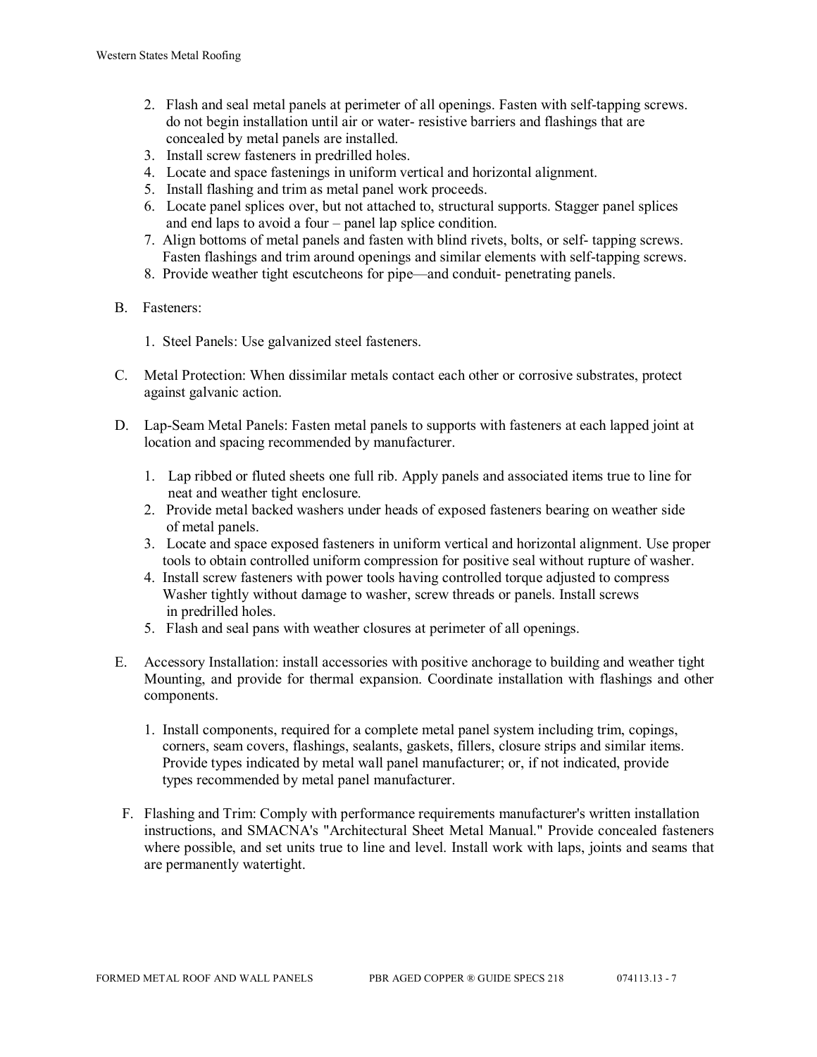2. Flash and seal metal panels at perimeter of all openings. Fasten with self-tapping screws. do not begin installation until air or water- resistive barriers and flashings that are concealed by metal panels are installed.
3. Install screw fasteners in predrilled holes.
4. Locate and space fastenings in uniform vertical and horizontal alignment.
5. Install flashing and trim as metal panel work proceeds.
6. Locate panel splices over, but not attached to, structural supports. Stagger panel splices and end laps to avoid a four – panel lap splice condition.
7. Align bottoms of metal panels and fasten with blind rivets, bolts, or self- tapping screws. Fasten flashings and trim around openings and similar elements with self-tapping screws.
8. Provide weather tight escutcheons for pipe—and conduit- penetrating panels.

B. Fasteners:

1. Steel Panels: Use galvanized steel fasteners.

C. Metal Protection: When dissimilar metals contact each other or corrosive substrates, protect against galvanic action.

D. Lap-Seam Metal Panels: Fasten metal panels to supports with fasteners at each lapped joint at location and spacing recommended by manufacturer.

1. Lap ribbed or fluted sheets one full rib. Apply panels and associated items true to line for neat and weather tight enclosure.
2. Provide metal backed washers under heads of exposed fasteners bearing on weather side of metal panels.
3. Locate and space exposed fasteners in uniform vertical and horizontal alignment. Use proper tools to obtain controlled uniform compression for positive seal without rupture of washer.
4. Install screw fasteners with power tools having controlled torque adjusted to compress Washer tightly without damage to washer, screw threads or panels. Install screws in predrilled holes.
5. Flash and seal pans with weather closures at perimeter of all openings.

E. Accessory Installation: install accessories with positive anchorage to building and weather tight Mounting, and provide for thermal expansion. Coordinate installation with flashings and other components.

1. Install components, required for a complete metal panel system including trim, copings, corners, seam covers, flashings, sealants, gaskets, fillers, closure strips and similar items. Provide types indicated by metal wall panel manufacturer; or, if not indicated, provide types recommended by metal panel manufacturer.

F. Flashing and Trim: Comply with performance requirements manufacturer's written installation instructions, and SMACNA's "Architectural Sheet Metal Manual." Provide concealed fasteners where possible, and set units true to line and level. Install work with laps, joints and seams that are permanently watertight.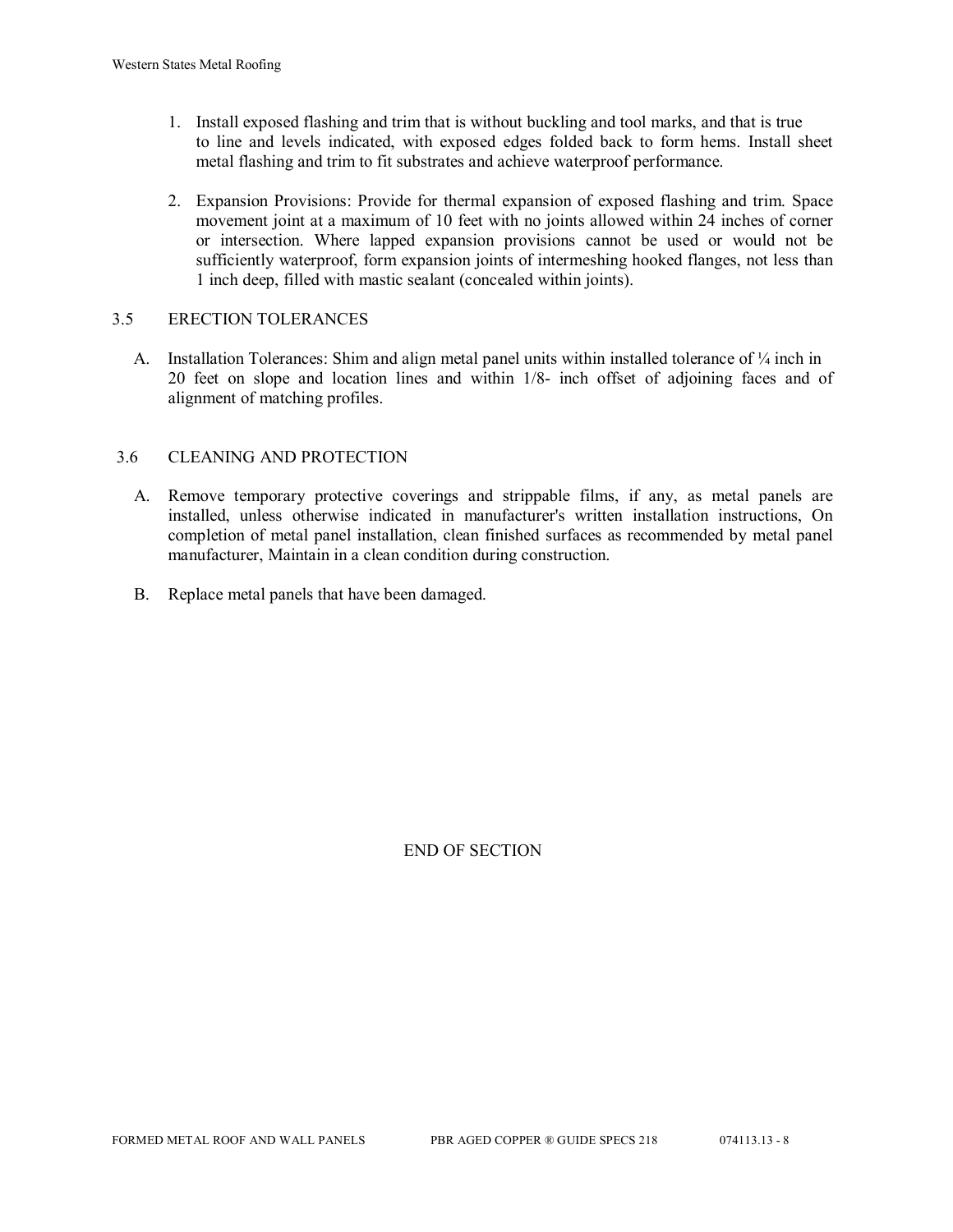1. Install exposed flashing and trim that is without buckling and tool marks, and that is true to line and levels indicated, with exposed edges folded back to form hems. Install sheet metal flashing and trim to fit substrates and achieve waterproof performance.

2. Expansion Provisions: Provide for thermal expansion of exposed flashing and trim. Space movement joint at a maximum of 10 feet with no joints allowed within 24 inches of corner or intersection. Where lapped expansion provisions cannot be used or would not be sufficiently waterproof, form expansion joints of intermeshing hooked flanges, not less than 1 inch deep, filled with mastic sealant (concealed within joints).

## 3.5 ERECTION TOLERANCES

A. Installation Tolerances: Shim and align metal panel units within installed tolerance of ¼ inch in 20 feet on slope and location lines and within 1/8- inch offset of adjoining faces and of alignment of matching profiles.

## 3.6 CLEANING AND PROTECTION

A. Remove temporary protective coverings and strippable films, if any, as metal panels are installed, unless otherwise indicated in manufacturer's written installation instructions, On completion of metal panel installation, clean finished surfaces as recommended by metal panel manufacturer, Maintain in a clean condition during construction.

B. Replace metal panels that have been damaged.

END OF SECTION